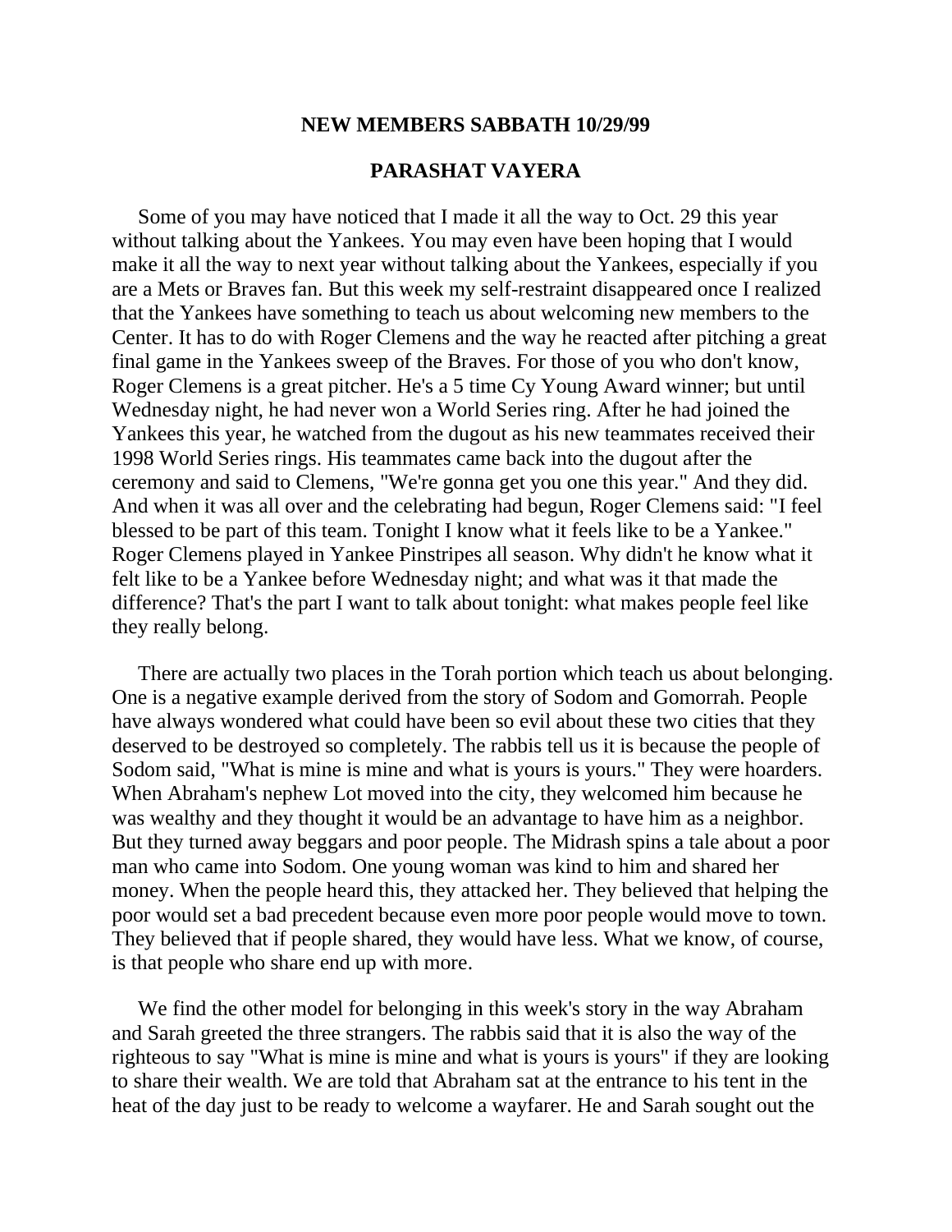**NEW MEMBERS SABBATH 10/29/99**

**PARASHAT VAYERA**

Some of you may have noticed that I made it all the way to Oct. 29 this year without talking about the Yankees. You may even have been hoping that I would make it all the way to next year without talking about the Yankees, especially if you are a Mets or Braves fan. But this week my self-restraint disappeared once I realized that the Yankees have something to teach us about welcoming new members to the Center. It has to do with Roger Clemens and the way he reacted after pitching a great final game in the Yankees sweep of the Braves. For those of you who don't know, Roger Clemens is a great pitcher. He's a 5 time Cy Young Award winner; but until Wednesday night, he had never won a World Series ring. After he had joined the Yankees this year, he watched from the dugout as his new teammates received their 1998 World Series rings. His teammates came back into the dugout after the ceremony and said to Clemens, "We're gonna get you one this year." And they did. And when it was all over and the celebrating had begun, Roger Clemens said: "I feel blessed to be part of this team. Tonight I know what it feels like to be a Yankee." Roger Clemens played in Yankee Pinstripes all season. Why didn't he know what it felt like to be a Yankee before Wednesday night; and what was it that made the difference? That's the part I want to talk about tonight: what makes people feel like they really belong.

There are actually two places in the Torah portion which teach us about belonging. One is a negative example derived from the story of Sodom and Gomorrah. People have always wondered what could have been so evil about these two cities that they deserved to be destroyed so completely. The rabbis tell us it is because the people of Sodom said, "What is mine is mine and what is yours is yours." They were hoarders. When Abraham's nephew Lot moved into the city, they welcomed him because he was wealthy and they thought it would be an advantage to have him as a neighbor. But they turned away beggars and poor people. The Midrash spins a tale about a poor man who came into Sodom. One young woman was kind to him and shared her money. When the people heard this, they attacked her. They believed that helping the poor would set a bad precedent because even more poor people would move to town. They believed that if people shared, they would have less. What we know, of course, is that people who share end up with more.

We find the other model for belonging in this week's story in the way Abraham and Sarah greeted the three strangers. The rabbis said that it is also the way of the righteous to say "What is mine is mine and what is yours is yours" if they are looking to share their wealth. We are told that Abraham sat at the entrance to his tent in the heat of the day just to be ready to welcome a wayfarer. He and Sarah sought out the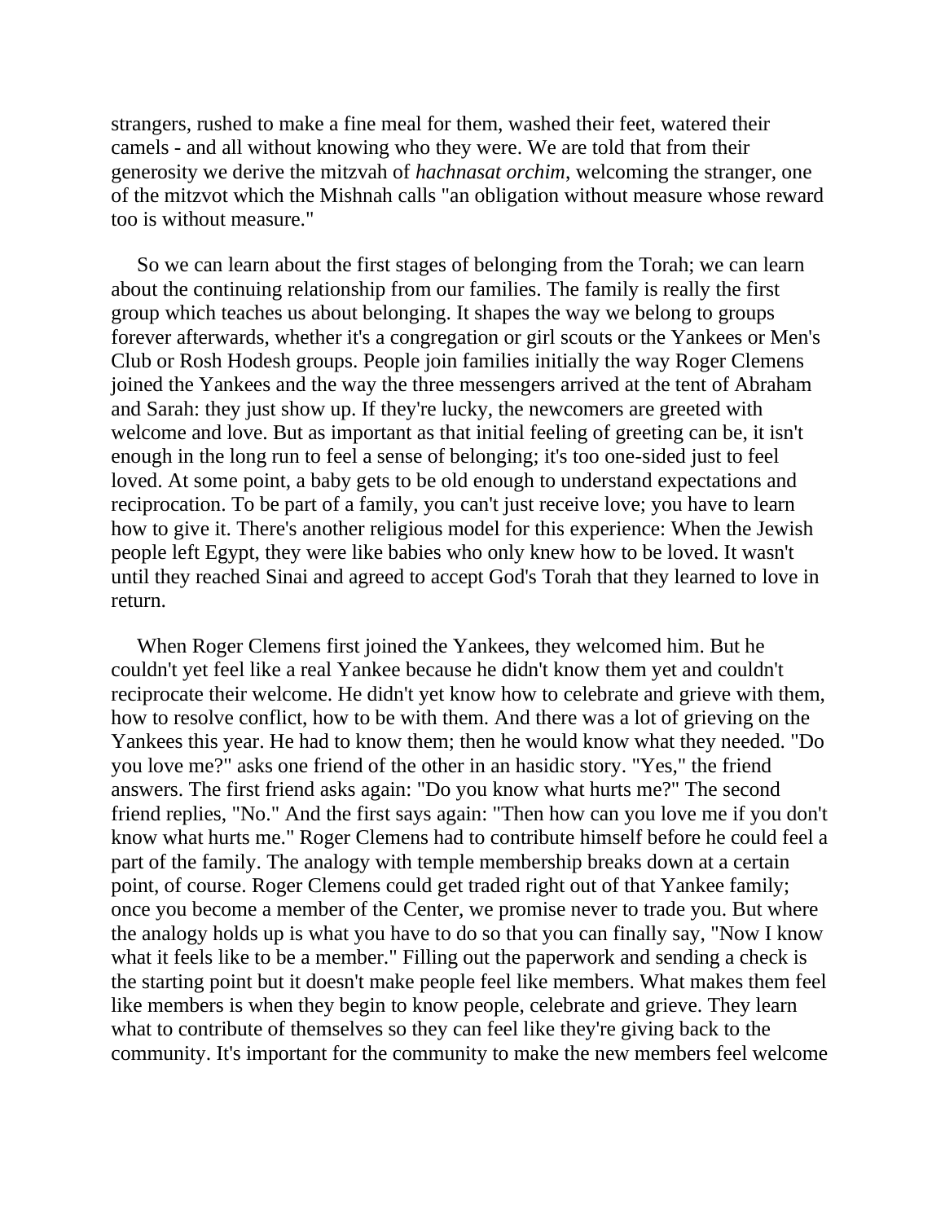strangers, rushed to make a fine meal for them, washed their feet, watered their camels - and all without knowing who they were. We are told that from their generosity we derive the mitzvah of *hachnasat orchim*, welcoming the stranger, one of the mitzvot which the Mishnah calls "an obligation without measure whose reward too is without measure."

So we can learn about the first stages of belonging from the Torah; we can learn about the continuing relationship from our families. The family is really the first group which teaches us about belonging. It shapes the way we belong to groups forever afterwards, whether it's a congregation or girl scouts or the Yankees or Men's Club or Rosh Hodesh groups. People join families initially the way Roger Clemens joined the Yankees and the way the three messengers arrived at the tent of Abraham and Sarah: they just show up. If they're lucky, the newcomers are greeted with welcome and love. But as important as that initial feeling of greeting can be, it isn't enough in the long run to feel a sense of belonging; it's too one-sided just to feel loved. At some point, a baby gets to be old enough to understand expectations and reciprocation. To be part of a family, you can't just receive love; you have to learn how to give it. There's another religious model for this experience: When the Jewish people left Egypt, they were like babies who only knew how to be loved. It wasn't until they reached Sinai and agreed to accept God's Torah that they learned to love in return.

When Roger Clemens first joined the Yankees, they welcomed him. But he couldn't yet feel like a real Yankee because he didn't know them yet and couldn't reciprocate their welcome. He didn't yet know how to celebrate and grieve with them, how to resolve conflict, how to be with them. And there was a lot of grieving on the Yankees this year. He had to know them; then he would know what they needed. "Do you love me?" asks one friend of the other in an hasidic story. "Yes," the friend answers. The first friend asks again: "Do you know what hurts me?" The second friend replies, "No." And the first says again: "Then how can you love me if you don't know what hurts me." Roger Clemens had to contribute himself before he could feel a part of the family. The analogy with temple membership breaks down at a certain point, of course. Roger Clemens could get traded right out of that Yankee family; once you become a member of the Center, we promise never to trade you. But where the analogy holds up is what you have to do so that you can finally say, "Now I know what it feels like to be a member." Filling out the paperwork and sending a check is the starting point but it doesn't make people feel like members. What makes them feel like members is when they begin to know people, celebrate and grieve. They learn what to contribute of themselves so they can feel like they're giving back to the community. It's important for the community to make the new members feel welcome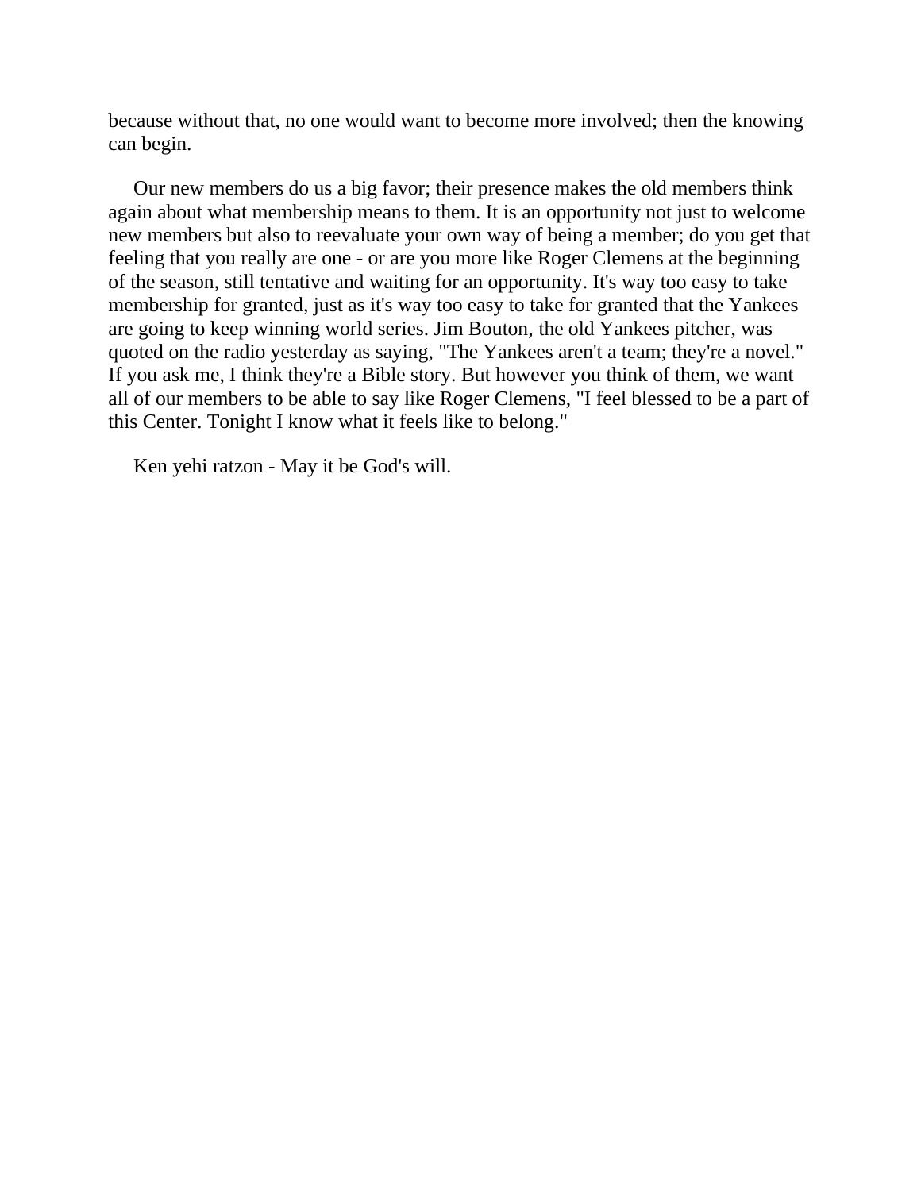because without that, no one would want to become more involved; then the knowing can begin.

Our new members do us a big favor; their presence makes the old members think again about what membership means to them. It is an opportunity not just to welcome new members but also to reevaluate your own way of being a member; do you get that feeling that you really are one - or are you more like Roger Clemens at the beginning of the season, still tentative and waiting for an opportunity. It's way too easy to take membership for granted, just as it's way too easy to take for granted that the Yankees are going to keep winning world series. Jim Bouton, the old Yankees pitcher, was quoted on the radio yesterday as saying, "The Yankees aren't a team; they're a novel." If you ask me, I think they're a Bible story. But however you think of them, we want all of our members to be able to say like Roger Clemens, "I feel blessed to be a part of this Center. Tonight I know what it feels like to belong."

Ken yehi ratzon - May it be God's will.